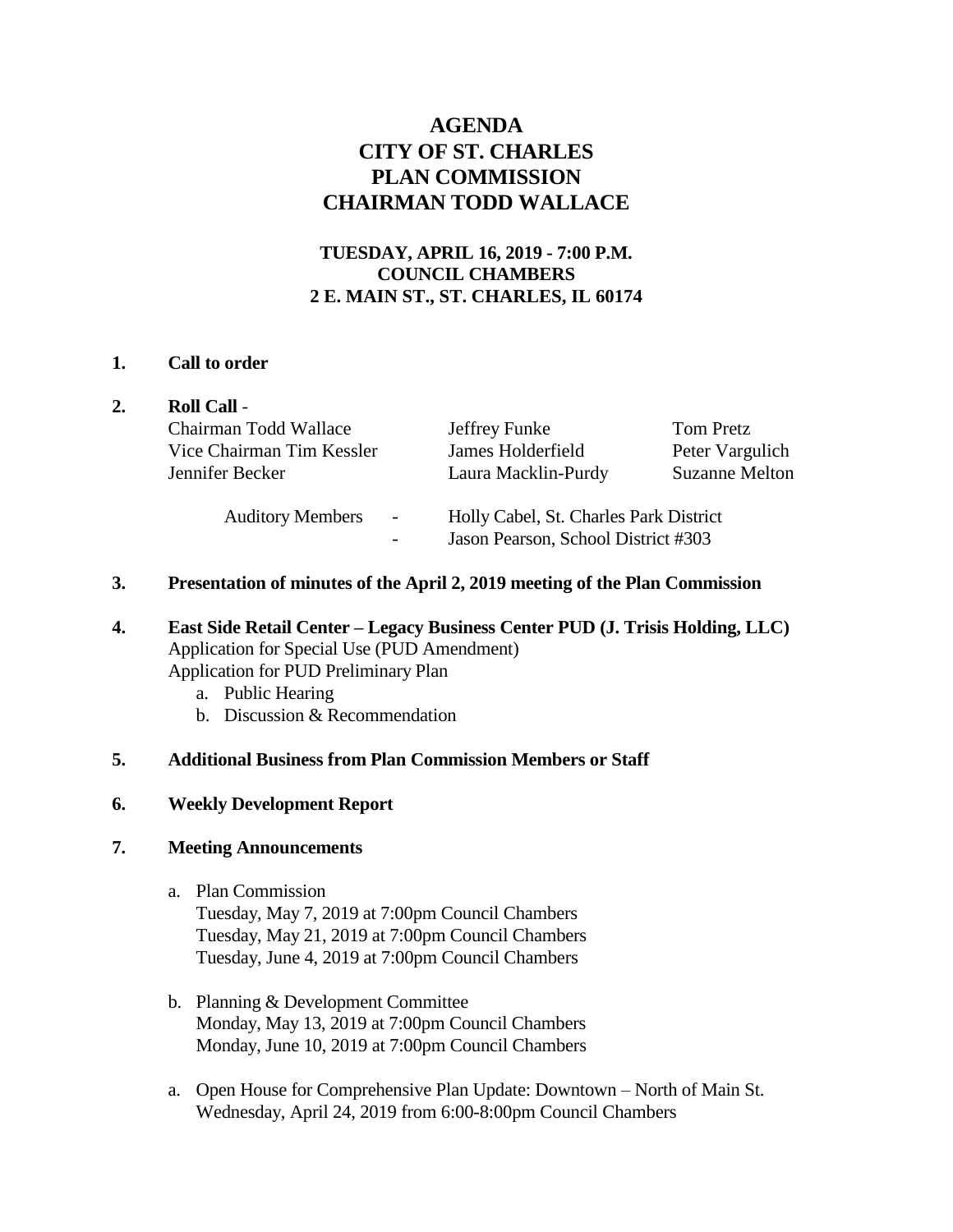# AGENDA
# CITY OF ST. CHARLES
# PLAN COMMISSION
# CHAIRMAN TODD WALLACE

**TUESDAY, APRIL 16, 2019 - 7:00 P.M.**
**COUNCIL CHAMBERS**
**2 E. MAIN ST., ST. CHARLES, IL 60174**

**1. Call to order**

**2. Roll Call** -

| | | |
|---|---|---|
| Chairman Todd Wallace | Jeffrey Funke | Tom Pretz |
| Vice Chairman Tim Kessler | James Holderfield | Peter Vargulich |
| Jennifer Becker | Laura Macklin-Purdy | Suzanne Melton |

Auditory Members
- Holly Cabel, St. Charles Park District
- Jason Pearson, School District #303

**3. Presentation of minutes of the April 2, 2019 meeting of the Plan Commission**

**4. East Side Retail Center – Legacy Business Center PUD (J. Trisis Holding, LLC)**
Application for Special Use (PUD Amendment)
Application for PUD Preliminary Plan

a. Public Hearing
b. Discussion & Recommendation

**5. Additional Business from Plan Commission Members or Staff**

**6. Weekly Development Report**

**7. Meeting Announcements**

a. Plan Commission
Tuesday, May 7, 2019 at 7:00pm Council Chambers
Tuesday, May 21, 2019 at 7:00pm Council Chambers
Tuesday, June 4, 2019 at 7:00pm Council Chambers

b. Planning & Development Committee
Monday, May 13, 2019 at 7:00pm Council Chambers
Monday, June 10, 2019 at 7:00pm Council Chambers

a. Open House for Comprehensive Plan Update: Downtown – North of Main St.
Wednesday, April 24, 2019 from 6:00-8:00pm Council Chambers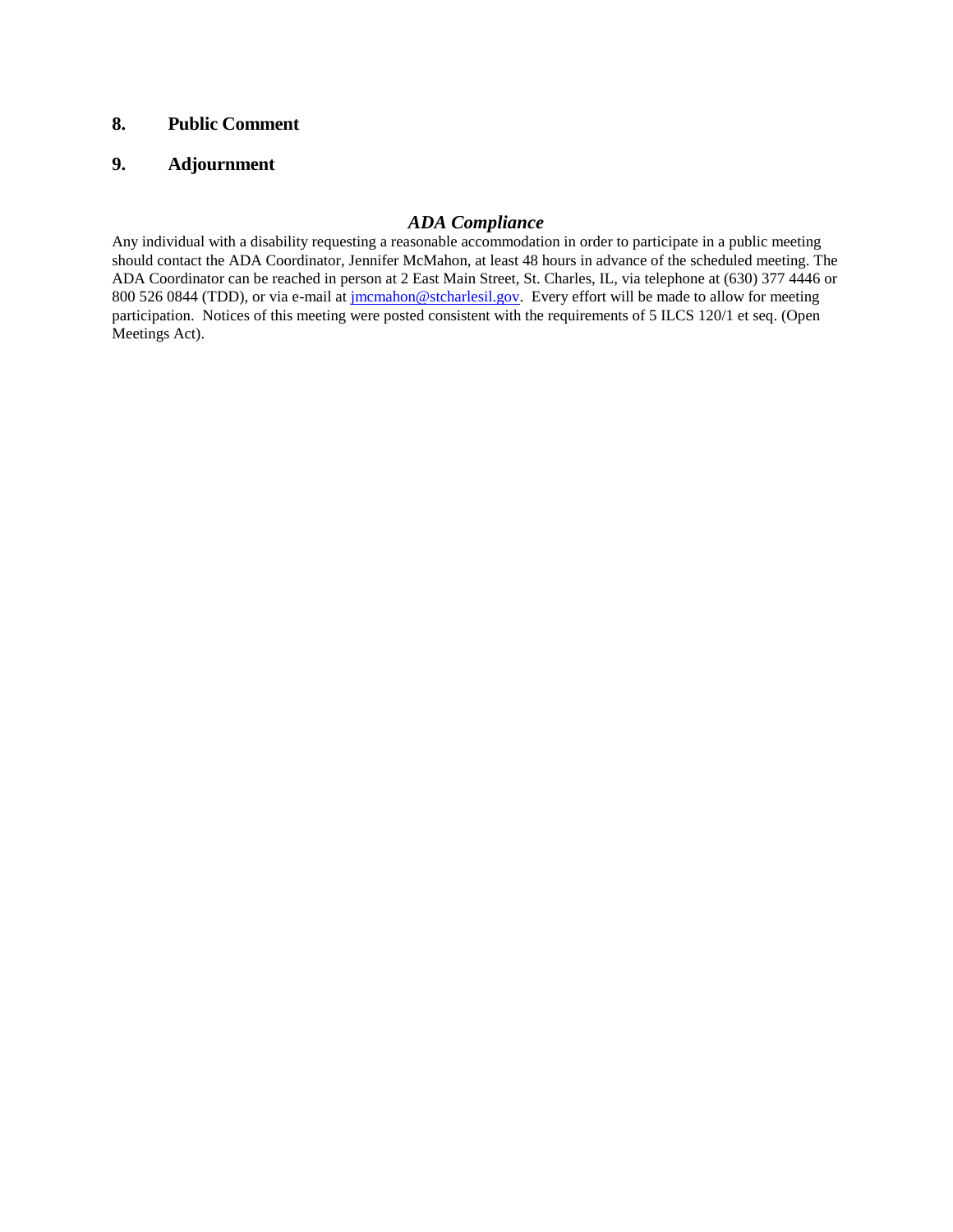**8. Public Comment**

**9. Adjournment**

### *ADA Compliance*

Any individual with a disability requesting a reasonable accommodation in order to participate in a public meeting should contact the ADA Coordinator, Jennifer McMahon, at least 48 hours in advance of the scheduled meeting. The ADA Coordinator can be reached in person at 2 East Main Street, St. Charles, IL, via telephone at (630) 377 4446 or 800 526 0844 (TDD), or via e-mail at jmcmahon@stcharlesil.gov. Every effort will be made to allow for meeting participation. Notices of this meeting were posted consistent with the requirements of 5 ILCS 120/1 et seq. (Open Meetings Act).